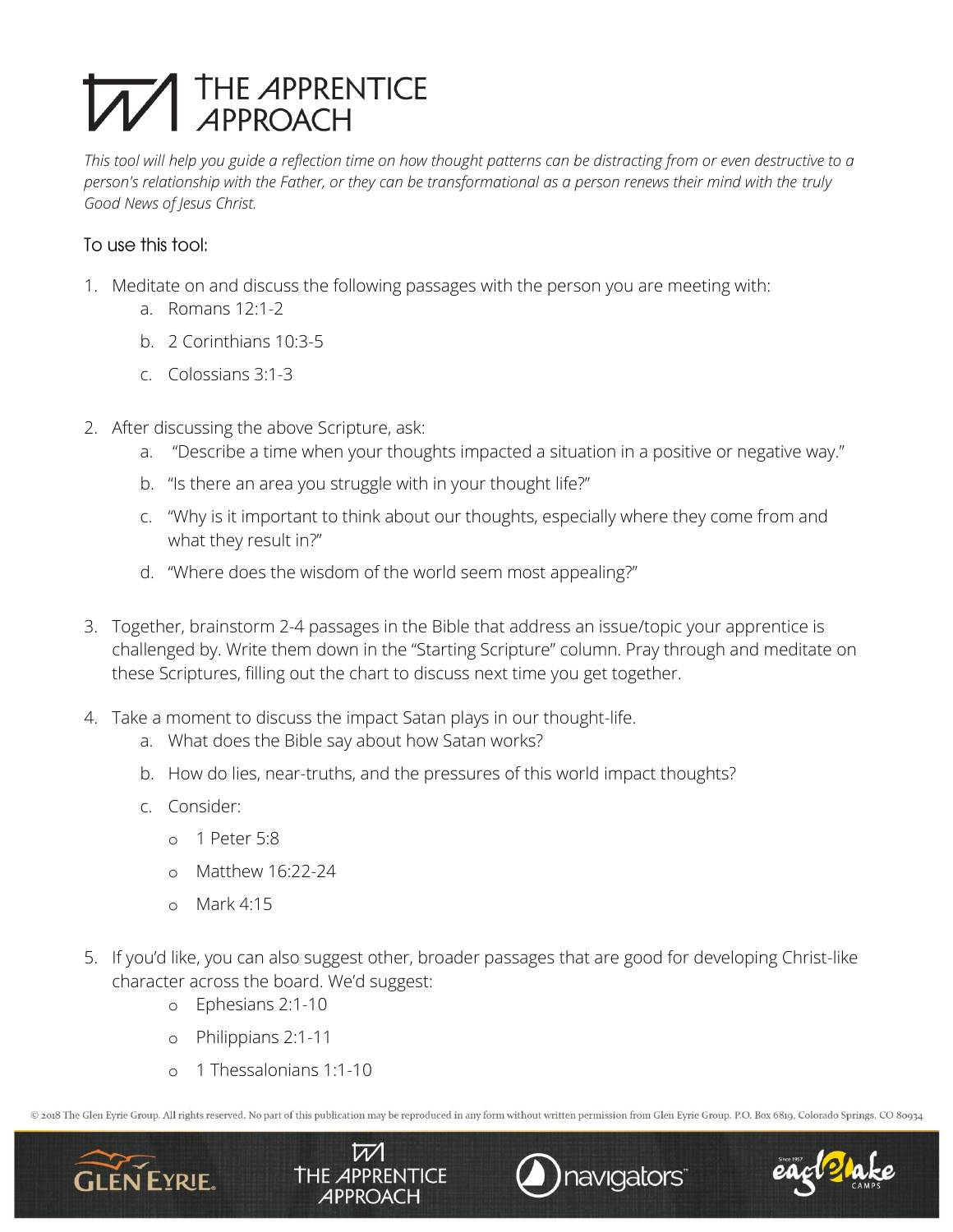# THE APPRENTICE APPROACH

*This tool will help you guide a reflection time on how thought patterns can be distracting from or even destructive to a person's relationship with the Father, or they can be transformational as a person renews their mind with the truly Good News of Jesus Christ.*

## To use this tool:

1. Meditate on and discuss the following passages with the person you are meeting with:
   a. Romans 12:1-2
   b. 2 Corinthians 10:3-5
   c. Colossians 3:1-3

2. After discussing the above Scripture, ask:
   a. "Describe a time when your thoughts impacted a situation in a positive or negative way."
   b. "Is there an area you struggle with in your thought life?"
   c. "Why is it important to think about our thoughts, especially where they come from and what they result in?"
   d. "Where does the wisdom of the world seem most appealing?"

3. Together, brainstorm 2-4 passages in the Bible that address an issue/topic your apprentice is challenged by. Write them down in the "Starting Scripture" column. Pray through and meditate on these Scriptures, filling out the chart to discuss next time you get together.

4. Take a moment to discuss the impact Satan plays in our thought-life.
   a. What does the Bible say about how Satan works?
   b. How do lies, near-truths, and the pressures of this world impact thoughts?
   c. Consider:
      - 1 Peter 5:8
      - Matthew 16:22-24
      - Mark 4:15

5. If you'd like, you can also suggest other, broader passages that are good for developing Christ-like character across the board. We'd suggest:
   - Ephesians 2:1-10
   - Philippians 2:1-11
   - 1 Thessalonians 1:1-10

© 2018 The Glen Eyrie Group. All rights reserved. No part of this publication may be reproduced in any form without written permission from Glen Eyrie Group. P.O. Box 6819, Colorado Springs, CO 80934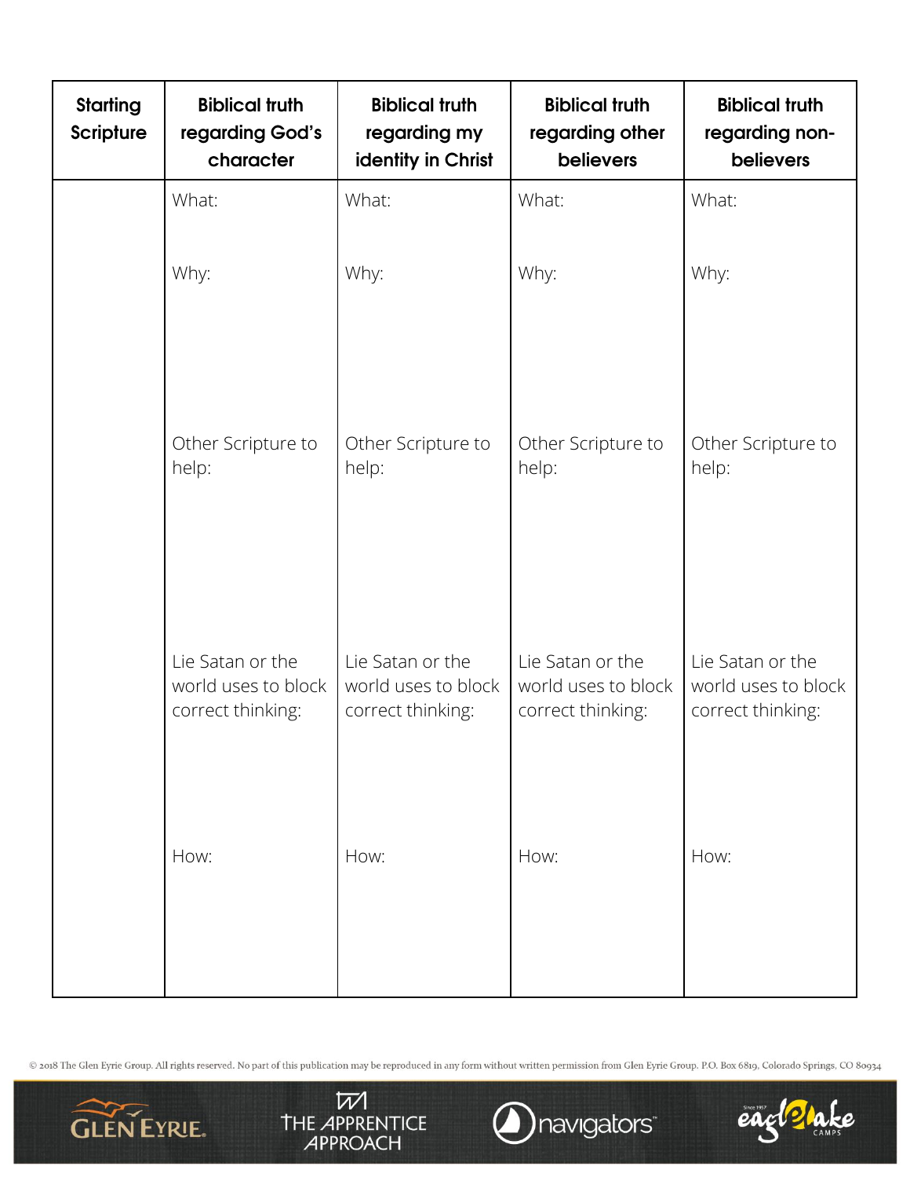| Starting Scripture | Biblical truth regarding God's character | Biblical truth regarding my identity in Christ | Biblical truth regarding other believers | Biblical truth regarding non-believers |
|---|---|---|---|---|
| | What:<br><br>Why:<br><br>Other Scripture to help:<br><br>Lie Satan or the world uses to block correct thinking:<br><br>How: | What:<br><br>Why:<br><br>Other Scripture to help:<br><br>Lie Satan or the world uses to block correct thinking:<br><br>How: | What:<br><br>Why:<br><br>Other Scripture to help:<br><br>Lie Satan or the world uses to block correct thinking:<br><br>How: | What:<br><br>Why:<br><br>Other Scripture to help:<br><br>Lie Satan or the world uses to block correct thinking:<br><br>How: |

© 2018 The Glen Eyrie Group. All rights reserved. No part of this publication may be reproduced in any form without written permission from Glen Eyrie Group. P.O. Box 6819, Colorado Springs, CO 80934

GLEN EYRIE | THE APPRENTICE APPROACH | navigators | eagle lake CAMPS